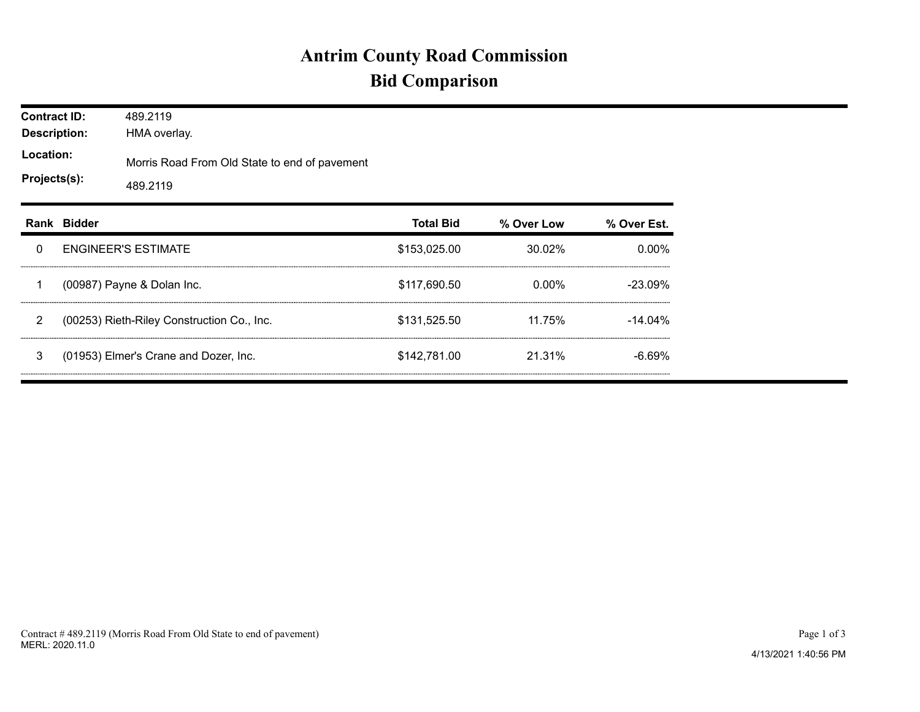# Antrim County Road Commission
## Bid Comparison

**Contract ID:** 489.2119
**Description:** HMA overlay.
**Location:** Morris Road From Old State to end of pavement
**Projects(s):** 489.2119

| Rank | Bidder | Total Bid | % Over Low | % Over Est. |
|---|---|---|---|---|
| 0 | ENGINEER'S ESTIMATE | $153,025.00 | 30.02% | 0.00% |
| 1 | (00987) Payne & Dolan Inc. | $117,690.50 | 0.00% | -23.09% |
| 2 | (00253) Rieth-Riley Construction Co., Inc. | $131,525.50 | 11.75% | -14.04% |
| 3 | (01953) Elmer's Crane and Dozer, Inc. | $142,781.00 | 21.31% | -6.69% |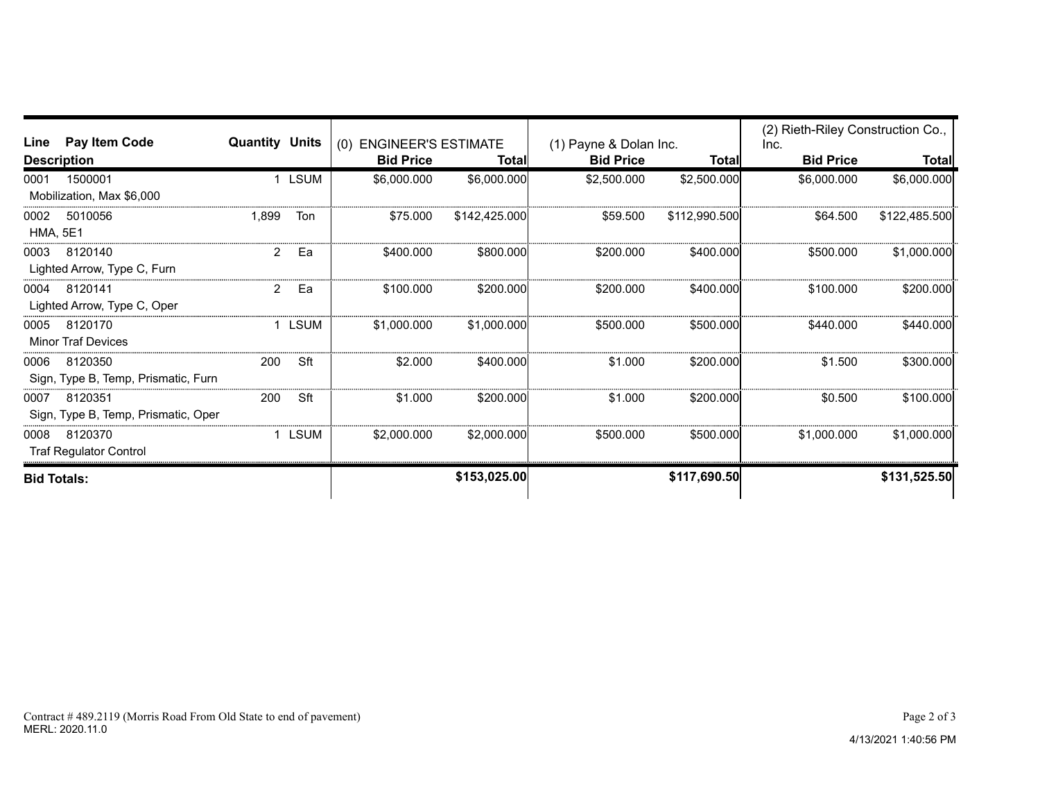| Line | Pay Item Code | Quantity | Units | (0) ENGINEER'S ESTIMATE | | (1) Payne & Dolan Inc. | | (2) Rieth-Riley Construction Co., Inc. | |
|---|---|---|---|---|---|---|---|---|---|
| Description | | | | Bid Price | Total | Bid Price | Total | Bid Price | Total |
| 0001 | 1500001 Mobilization, Max $6,000 | 1 | LSUM | $6,000.000 | $6,000.000 | $2,500.000 | $2,500.000 | $6,000.000 | $6,000.000 |
| 0002 | 5010056 HMA, 5E1 | 1,899 | Ton | $75.000 | $142,425.000 | $59.500 | $112,990.500 | $64.500 | $122,485.500 |
| 0003 | 8120140 Lighted Arrow, Type C, Furn | 2 | Ea | $400.000 | $800.000 | $200.000 | $400.000 | $500.000 | $1,000.000 |
| 0004 | 8120141 Lighted Arrow, Type C, Oper | 2 | Ea | $100.000 | $200.000 | $200.000 | $400.000 | $100.000 | $200.000 |
| 0005 | 8120170 Minor Traf Devices | 1 | LSUM | $1,000.000 | $1,000.000 | $500.000 | $500.000 | $440.000 | $440.000 |
| 0006 | 8120350 Sign, Type B, Temp, Prismatic, Furn | 200 | Sft | $2.000 | $400.000 | $1.000 | $200.000 | $1.500 | $300.000 |
| 0007 | 8120351 Sign, Type B, Temp, Prismatic, Oper | 200 | Sft | $1.000 | $200.000 | $1.000 | $200.000 | $0.500 | $100.000 |
| 0008 | 8120370 Traf Regulator Control | 1 | LSUM | $2,000.000 | $2,000.000 | $500.000 | $500.000 | $1,000.000 | $1,000.000 |
| **Bid Totals:** | | | | | **$153,025.00** | | **$117,690.50** | | **$131,525.50** |

Contract # 489.2119 (Morris Road From Old State to end of pavement)
MERL: 2020.11.0

4/13/2021 1:40:56 PM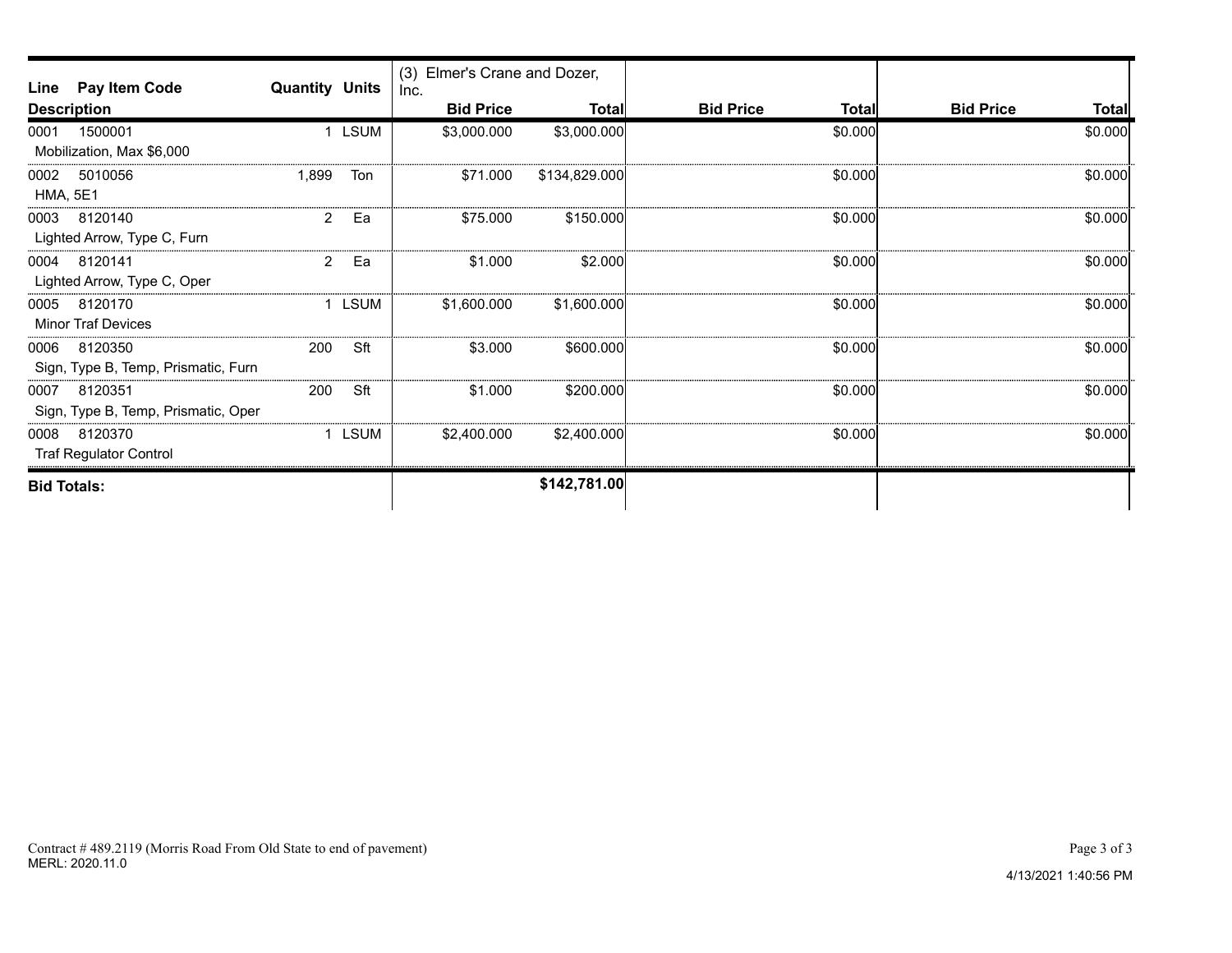| Line Pay Item Code Description | Quantity | Units | (3) Elmer's Crane and Dozer, Inc. Bid Price | Total | Bid Price | Total | Bid Price | Total |
|---|---|---|---|---|---|---|---|---|
| 0001 1500001 Mobilization, Max $6,000 | 1 | LSUM | $3,000.000 | $3,000.000 | | $0.000 | | $0.000 |
| 0002 5010056 HMA, 5E1 | 1,899 | Ton | $71.000 | $134,829.000 | | $0.000 | | $0.000 |
| 0003 8120140 Lighted Arrow, Type C, Furn | 2 | Ea | $75.000 | $150.000 | | $0.000 | | $0.000 |
| 0004 8120141 Lighted Arrow, Type C, Oper | 2 | Ea | $1.000 | $2.000 | | $0.000 | | $0.000 |
| 0005 8120170 Minor Traf Devices | 1 | LSUM | $1,600.000 | $1,600.000 | | $0.000 | | $0.000 |
| 0006 8120350 Sign, Type B, Temp, Prismatic, Furn | 200 | Sft | $3.000 | $600.000 | | $0.000 | | $0.000 |
| 0007 8120351 Sign, Type B, Temp, Prismatic, Oper | 200 | Sft | $1.000 | $200.000 | | $0.000 | | $0.000 |
| 0008 8120370 Traf Regulator Control | 1 | LSUM | $2,400.000 | $2,400.000 | | $0.000 | | $0.000 |
| **Bid Totals:** | | | | **$142,781.00** | | | | |

Contract # 489.2119 (Morris Road From Old State to end of pavement)
MERL: 2020.11.0

4/13/2021 1:40:56 PM